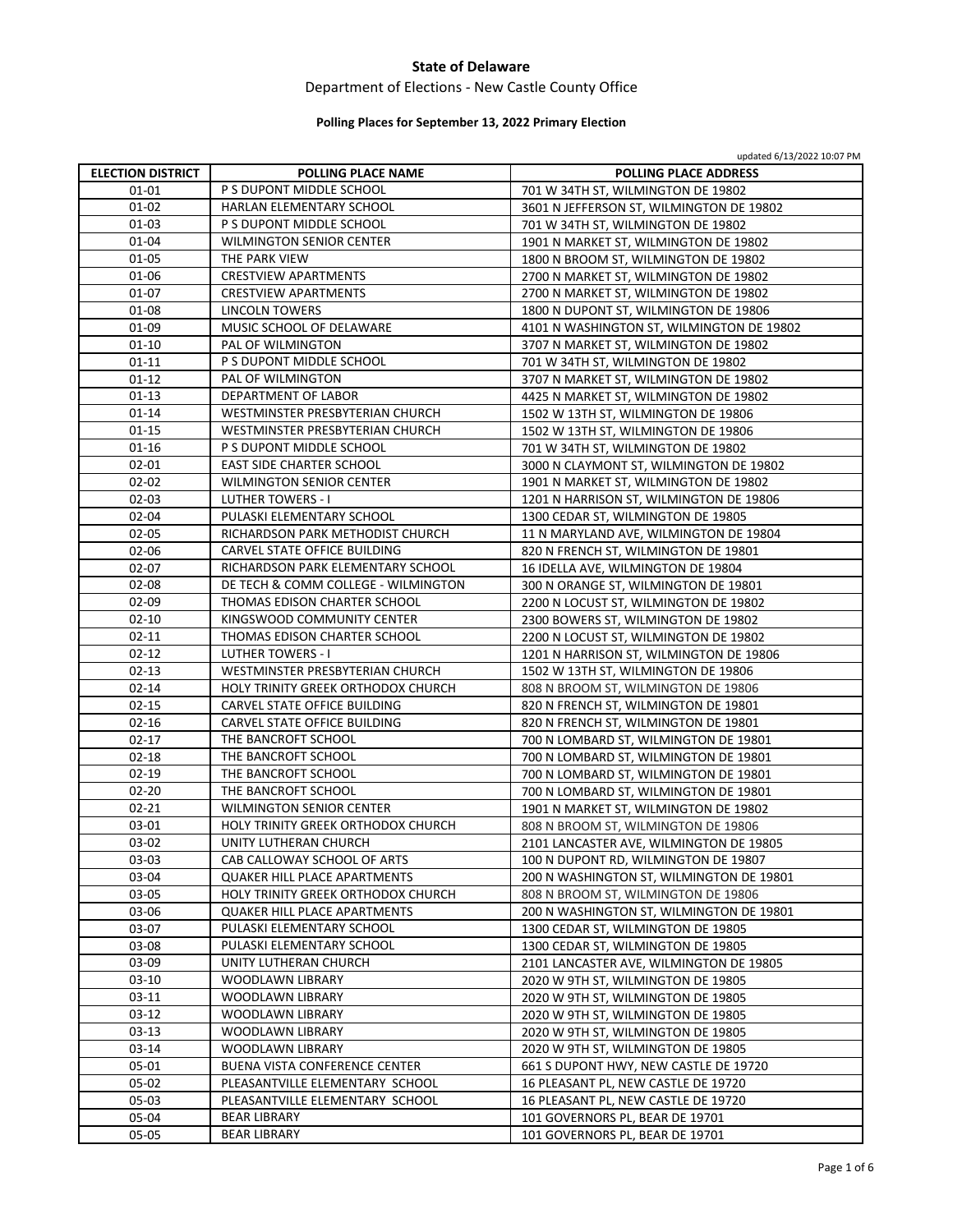**State of Delaware**

Department of Elections - New Castle County Office

**Polling Places for September 13, 2022 Primary Election**

updated 6/13/2022 10:07 PM

| ELECTION DISTRICT | POLLING PLACE NAME | POLLING PLACE ADDRESS |
|---|---|---|
| 01-01 | P S DUPONT MIDDLE SCHOOL | 701 W 34TH ST, WILMINGTON DE 19802 |
| 01-02 | HARLAN ELEMENTARY SCHOOL | 3601 N JEFFERSON ST, WILMINGTON DE 19802 |
| 01-03 | P S DUPONT MIDDLE SCHOOL | 701 W 34TH ST, WILMINGTON DE 19802 |
| 01-04 | WILMINGTON SENIOR CENTER | 1901 N MARKET ST, WILMINGTON DE 19802 |
| 01-05 | THE PARK VIEW | 1800 N BROOM ST, WILMINGTON DE 19802 |
| 01-06 | CRESTVIEW APARTMENTS | 2700 N MARKET ST, WILMINGTON DE 19802 |
| 01-07 | CRESTVIEW APARTMENTS | 2700 N MARKET ST, WILMINGTON DE 19802 |
| 01-08 | LINCOLN TOWERS | 1800 N DUPONT ST, WILMINGTON DE 19806 |
| 01-09 | MUSIC SCHOOL OF DELAWARE | 4101 N WASHINGTON ST, WILMINGTON DE 19802 |
| 01-10 | PAL OF WILMINGTON | 3707 N MARKET ST, WILMINGTON DE 19802 |
| 01-11 | P S DUPONT MIDDLE SCHOOL | 701 W 34TH ST, WILMINGTON DE 19802 |
| 01-12 | PAL OF WILMINGTON | 3707 N MARKET ST, WILMINGTON DE 19802 |
| 01-13 | DEPARTMENT OF LABOR | 4425 N MARKET ST, WILMINGTON DE 19802 |
| 01-14 | WESTMINSTER PRESBYTERIAN CHURCH | 1502 W 13TH ST, WILMINGTON DE 19806 |
| 01-15 | WESTMINSTER PRESBYTERIAN CHURCH | 1502 W 13TH ST, WILMINGTON DE 19806 |
| 01-16 | P S DUPONT MIDDLE SCHOOL | 701 W 34TH ST, WILMINGTON DE 19802 |
| 02-01 | EAST SIDE CHARTER SCHOOL | 3000 N CLAYMONT ST, WILMINGTON DE 19802 |
| 02-02 | WILMINGTON SENIOR CENTER | 1901 N MARKET ST, WILMINGTON DE 19802 |
| 02-03 | LUTHER TOWERS - I | 1201 N HARRISON ST, WILMINGTON DE 19806 |
| 02-04 | PULASKI ELEMENTARY SCHOOL | 1300 CEDAR ST, WILMINGTON DE 19805 |
| 02-05 | RICHARDSON PARK METHODIST CHURCH | 11 N MARYLAND AVE, WILMINGTON DE 19804 |
| 02-06 | CARVEL STATE OFFICE BUILDING | 820 N FRENCH ST, WILMINGTON DE 19801 |
| 02-07 | RICHARDSON PARK ELEMENTARY SCHOOL | 16 IDELLA AVE, WILMINGTON DE 19804 |
| 02-08 | DE TECH & COMM COLLEGE - WILMINGTON | 300 N ORANGE ST, WILMINGTON DE 19801 |
| 02-09 | THOMAS EDISON CHARTER SCHOOL | 2200 N LOCUST ST, WILMINGTON DE 19802 |
| 02-10 | KINGSWOOD COMMUNITY CENTER | 2300 BOWERS ST, WILMINGTON DE 19802 |
| 02-11 | THOMAS EDISON CHARTER SCHOOL | 2200 N LOCUST ST, WILMINGTON DE 19802 |
| 02-12 | LUTHER TOWERS - I | 1201 N HARRISON ST, WILMINGTON DE 19806 |
| 02-13 | WESTMINSTER PRESBYTERIAN CHURCH | 1502 W 13TH ST, WILMINGTON DE 19806 |
| 02-14 | HOLY TRINITY GREEK ORTHODOX CHURCH | 808 N BROOM ST, WILMINGTON DE 19806 |
| 02-15 | CARVEL STATE OFFICE BUILDING | 820 N FRENCH ST, WILMINGTON DE 19801 |
| 02-16 | CARVEL STATE OFFICE BUILDING | 820 N FRENCH ST, WILMINGTON DE 19801 |
| 02-17 | THE BANCROFT SCHOOL | 700 N LOMBARD ST, WILMINGTON DE 19801 |
| 02-18 | THE BANCROFT SCHOOL | 700 N LOMBARD ST, WILMINGTON DE 19801 |
| 02-19 | THE BANCROFT SCHOOL | 700 N LOMBARD ST, WILMINGTON DE 19801 |
| 02-20 | THE BANCROFT SCHOOL | 700 N LOMBARD ST, WILMINGTON DE 19801 |
| 02-21 | WILMINGTON SENIOR CENTER | 1901 N MARKET ST, WILMINGTON DE 19802 |
| 03-01 | HOLY TRINITY GREEK ORTHODOX CHURCH | 808 N BROOM ST, WILMINGTON DE 19806 |
| 03-02 | UNITY LUTHERAN CHURCH | 2101 LANCASTER AVE, WILMINGTON DE 19805 |
| 03-03 | CAB CALLOWAY SCHOOL OF ARTS | 100 N DUPONT RD, WILMINGTON DE 19807 |
| 03-04 | QUAKER HILL PLACE APARTMENTS | 200 N WASHINGTON ST, WILMINGTON DE 19801 |
| 03-05 | HOLY TRINITY GREEK ORTHODOX CHURCH | 808 N BROOM ST, WILMINGTON DE 19806 |
| 03-06 | QUAKER HILL PLACE APARTMENTS | 200 N WASHINGTON ST, WILMINGTON DE 19801 |
| 03-07 | PULASKI ELEMENTARY SCHOOL | 1300 CEDAR ST, WILMINGTON DE 19805 |
| 03-08 | PULASKI ELEMENTARY SCHOOL | 1300 CEDAR ST, WILMINGTON DE 19805 |
| 03-09 | UNITY LUTHERAN CHURCH | 2101 LANCASTER AVE, WILMINGTON DE 19805 |
| 03-10 | WOODLAWN LIBRARY | 2020 W 9TH ST, WILMINGTON DE 19805 |
| 03-11 | WOODLAWN LIBRARY | 2020 W 9TH ST, WILMINGTON DE 19805 |
| 03-12 | WOODLAWN LIBRARY | 2020 W 9TH ST, WILMINGTON DE 19805 |
| 03-13 | WOODLAWN LIBRARY | 2020 W 9TH ST, WILMINGTON DE 19805 |
| 03-14 | WOODLAWN LIBRARY | 2020 W 9TH ST, WILMINGTON DE 19805 |
| 05-01 | BUENA VISTA CONFERENCE CENTER | 661 S DUPONT HWY, NEW CASTLE DE 19720 |
| 05-02 | PLEASANTVILLE ELEMENTARY SCHOOL | 16 PLEASANT PL, NEW CASTLE DE 19720 |
| 05-03 | PLEASANTVILLE ELEMENTARY SCHOOL | 16 PLEASANT PL, NEW CASTLE DE 19720 |
| 05-04 | BEAR LIBRARY | 101 GOVERNORS PL, BEAR DE 19701 |
| 05-05 | BEAR LIBRARY | 101 GOVERNORS PL, BEAR DE 19701 |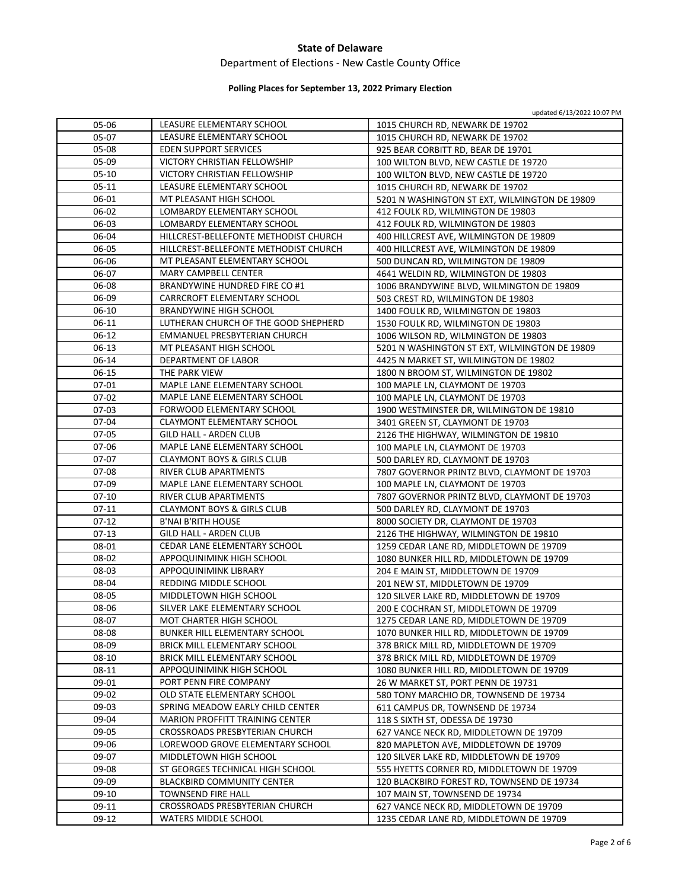**State of Delaware**

Department of Elections - New Castle County Office

**Polling Places for September 13, 2022 Primary Election**

updated 6/13/2022 10:07 PM

| | | |
|---|---|---|
| 05-06 | LEASURE ELEMENTARY SCHOOL | 1015 CHURCH RD, NEWARK DE 19702 |
| 05-07 | LEASURE ELEMENTARY SCHOOL | 1015 CHURCH RD, NEWARK DE 19702 |
| 05-08 | EDEN SUPPORT SERVICES | 925 BEAR CORBITT RD, BEAR DE 19701 |
| 05-09 | VICTORY CHRISTIAN FELLOWSHIP | 100 WILTON BLVD, NEW CASTLE DE 19720 |
| 05-10 | VICTORY CHRISTIAN FELLOWSHIP | 100 WILTON BLVD, NEW CASTLE DE 19720 |
| 05-11 | LEASURE ELEMENTARY SCHOOL | 1015 CHURCH RD, NEWARK DE 19702 |
| 06-01 | MT PLEASANT HIGH SCHOOL | 5201 N WASHINGTON ST EXT, WILMINGTON DE 19809 |
| 06-02 | LOMBARDY ELEMENTARY SCHOOL | 412 FOULK RD, WILMINGTON DE 19803 |
| 06-03 | LOMBARDY ELEMENTARY SCHOOL | 412 FOULK RD, WILMINGTON DE 19803 |
| 06-04 | HILLCREST-BELLEFONTE METHODIST CHURCH | 400 HILLCREST AVE, WILMINGTON DE 19809 |
| 06-05 | HILLCREST-BELLEFONTE METHODIST CHURCH | 400 HILLCREST AVE, WILMINGTON DE 19809 |
| 06-06 | MT PLEASANT ELEMENTARY SCHOOL | 500 DUNCAN RD, WILMINGTON DE 19809 |
| 06-07 | MARY CAMPBELL CENTER | 4641 WELDIN RD, WILMINGTON DE 19803 |
| 06-08 | BRANDYWINE HUNDRED FIRE CO #1 | 1006 BRANDYWINE BLVD, WILMINGTON DE 19809 |
| 06-09 | CARRCROFT ELEMENTARY SCHOOL | 503 CREST RD, WILMINGTON DE 19803 |
| 06-10 | BRANDYWINE HIGH SCHOOL | 1400 FOULK RD, WILMINGTON DE 19803 |
| 06-11 | LUTHERAN CHURCH OF THE GOOD SHEPHERD | 1530 FOULK RD, WILMINGTON DE 19803 |
| 06-12 | EMMANUEL PRESBYTERIAN CHURCH | 1006 WILSON RD, WILMINGTON DE 19803 |
| 06-13 | MT PLEASANT HIGH SCHOOL | 5201 N WASHINGTON ST EXT, WILMINGTON DE 19809 |
| 06-14 | DEPARTMENT OF LABOR | 4425 N MARKET ST, WILMINGTON DE 19802 |
| 06-15 | THE PARK VIEW | 1800 N BROOM ST, WILMINGTON DE 19802 |
| 07-01 | MAPLE LANE ELEMENTARY SCHOOL | 100 MAPLE LN, CLAYMONT DE 19703 |
| 07-02 | MAPLE LANE ELEMENTARY SCHOOL | 100 MAPLE LN, CLAYMONT DE 19703 |
| 07-03 | FORWOOD ELEMENTARY SCHOOL | 1900 WESTMINSTER DR, WILMINGTON DE 19810 |
| 07-04 | CLAYMONT ELEMENTARY SCHOOL | 3401 GREEN ST, CLAYMONT DE 19703 |
| 07-05 | GILD HALL - ARDEN CLUB | 2126 THE HIGHWAY, WILMINGTON DE 19810 |
| 07-06 | MAPLE LANE ELEMENTARY SCHOOL | 100 MAPLE LN, CLAYMONT DE 19703 |
| 07-07 | CLAYMONT BOYS & GIRLS CLUB | 500 DARLEY RD, CLAYMONT DE 19703 |
| 07-08 | RIVER CLUB APARTMENTS | 7807 GOVERNOR PRINTZ BLVD, CLAYMONT DE 19703 |
| 07-09 | MAPLE LANE ELEMENTARY SCHOOL | 100 MAPLE LN, CLAYMONT DE 19703 |
| 07-10 | RIVER CLUB APARTMENTS | 7807 GOVERNOR PRINTZ BLVD, CLAYMONT DE 19703 |
| 07-11 | CLAYMONT BOYS & GIRLS CLUB | 500 DARLEY RD, CLAYMONT DE 19703 |
| 07-12 | B'NAI B'RITH HOUSE | 8000 SOCIETY DR, CLAYMONT DE 19703 |
| 07-13 | GILD HALL - ARDEN CLUB | 2126 THE HIGHWAY, WILMINGTON DE 19810 |
| 08-01 | CEDAR LANE ELEMENTARY SCHOOL | 1259 CEDAR LANE RD, MIDDLETOWN DE 19709 |
| 08-02 | APPOQUINIMINK HIGH SCHOOL | 1080 BUNKER HILL RD, MIDDLETOWN DE 19709 |
| 08-03 | APPOQUINIMINK LIBRARY | 204 E MAIN ST, MIDDLETOWN DE 19709 |
| 08-04 | REDDING MIDDLE SCHOOL | 201 NEW ST, MIDDLETOWN DE 19709 |
| 08-05 | MIDDLETOWN HIGH SCHOOL | 120 SILVER LAKE RD, MIDDLETOWN DE 19709 |
| 08-06 | SILVER LAKE ELEMENTARY SCHOOL | 200 E COCHRAN ST, MIDDLETOWN DE 19709 |
| 08-07 | MOT CHARTER HIGH SCHOOL | 1275 CEDAR LANE RD, MIDDLETOWN DE 19709 |
| 08-08 | BUNKER HILL ELEMENTARY SCHOOL | 1070 BUNKER HILL RD, MIDDLETOWN DE 19709 |
| 08-09 | BRICK MILL ELEMENTARY SCHOOL | 378 BRICK MILL RD, MIDDLETOWN DE 19709 |
| 08-10 | BRICK MILL ELEMENTARY SCHOOL | 378 BRICK MILL RD, MIDDLETOWN DE 19709 |
| 08-11 | APPOQUINIMINK HIGH SCHOOL | 1080 BUNKER HILL RD, MIDDLETOWN DE 19709 |
| 09-01 | PORT PENN FIRE COMPANY | 26 W MARKET ST, PORT PENN DE 19731 |
| 09-02 | OLD STATE ELEMENTARY SCHOOL | 580 TONY MARCHIO DR, TOWNSEND DE 19734 |
| 09-03 | SPRING MEADOW EARLY CHILD CENTER | 611 CAMPUS DR, TOWNSEND DE 19734 |
| 09-04 | MARION PROFFITT TRAINING CENTER | 118 S SIXTH ST, ODESSA DE 19730 |
| 09-05 | CROSSROADS PRESBYTERIAN CHURCH | 627 VANCE NECK RD, MIDDLETOWN DE 19709 |
| 09-06 | LOREWOOD GROVE ELEMENTARY SCHOOL | 820 MAPLETON AVE, MIDDLETOWN DE 19709 |
| 09-07 | MIDDLETOWN HIGH SCHOOL | 120 SILVER LAKE RD, MIDDLETOWN DE 19709 |
| 09-08 | ST GEORGES TECHNICAL HIGH SCHOOL | 555 HYETTS CORNER RD, MIDDLETOWN DE 19709 |
| 09-09 | BLACKBIRD COMMUNITY CENTER | 120 BLACKBIRD FOREST RD, TOWNSEND DE 19734 |
| 09-10 | TOWNSEND FIRE HALL | 107 MAIN ST, TOWNSEND DE 19734 |
| 09-11 | CROSSROADS PRESBYTERIAN CHURCH | 627 VANCE NECK RD, MIDDLETOWN DE 19709 |
| 09-12 | WATERS MIDDLE SCHOOL | 1235 CEDAR LANE RD, MIDDLETOWN DE 19709 |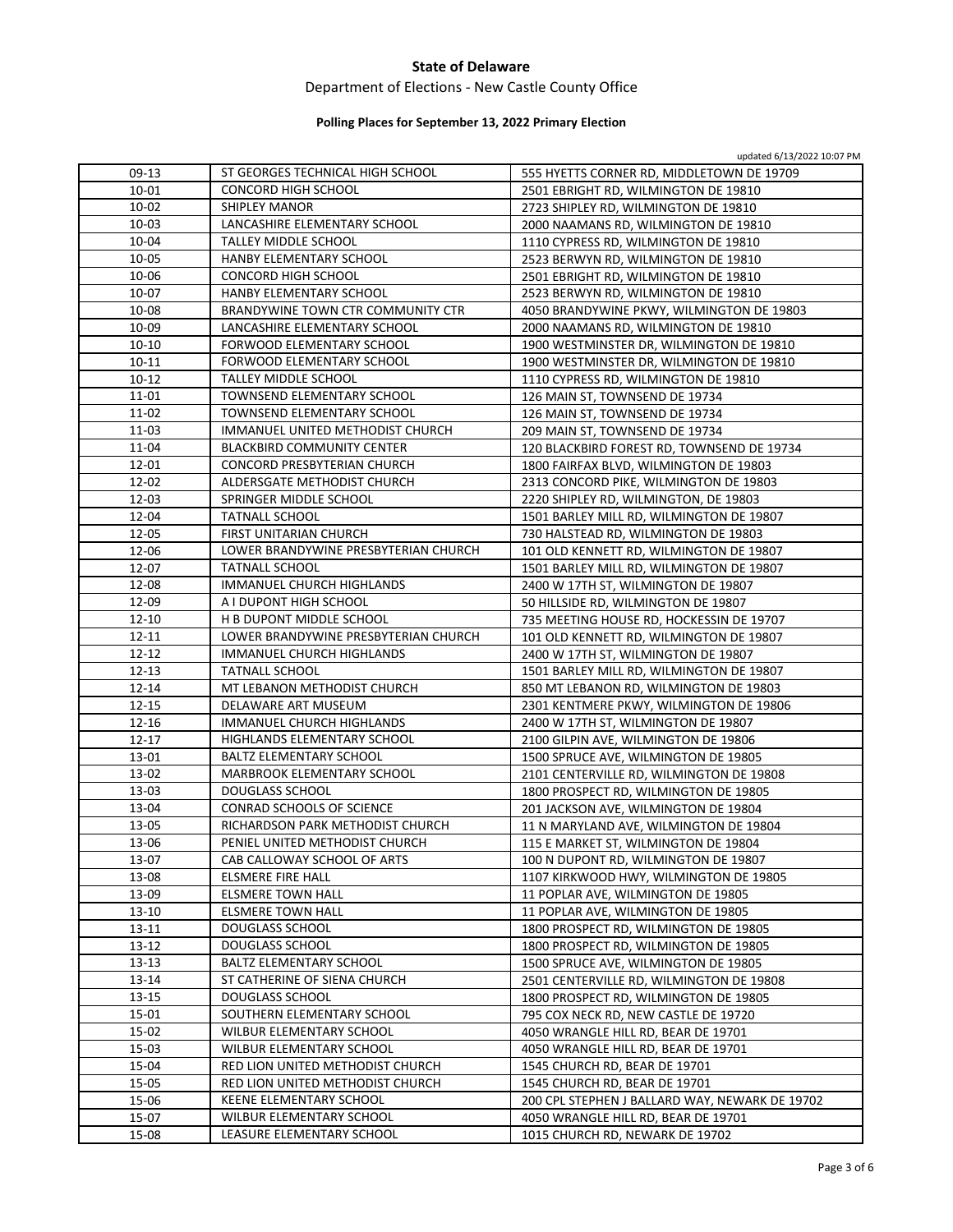**State of Delaware**

Department of Elections - New Castle County Office

**Polling Places for September 13, 2022 Primary Election**

updated 6/13/2022 10:07 PM

| | | |
|---|---|---|
| 09-13 | ST GEORGES TECHNICAL HIGH SCHOOL | 555 HYETTS CORNER RD, MIDDLETOWN DE 19709 |
| 10-01 | CONCORD HIGH SCHOOL | 2501 EBRIGHT RD, WILMINGTON DE 19810 |
| 10-02 | SHIPLEY MANOR | 2723 SHIPLEY RD, WILMINGTON DE 19810 |
| 10-03 | LANCASHIRE ELEMENTARY SCHOOL | 2000 NAAMANS RD, WILMINGTON DE 19810 |
| 10-04 | TALLEY MIDDLE SCHOOL | 1110 CYPRESS RD, WILMINGTON DE 19810 |
| 10-05 | HANBY ELEMENTARY SCHOOL | 2523 BERWYN RD, WILMINGTON DE 19810 |
| 10-06 | CONCORD HIGH SCHOOL | 2501 EBRIGHT RD, WILMINGTON DE 19810 |
| 10-07 | HANBY ELEMENTARY SCHOOL | 2523 BERWYN RD, WILMINGTON DE 19810 |
| 10-08 | BRANDYWINE TOWN CTR COMMUNITY CTR | 4050 BRANDYWINE PKWY, WILMINGTON DE 19803 |
| 10-09 | LANCASHIRE ELEMENTARY SCHOOL | 2000 NAAMANS RD, WILMINGTON DE 19810 |
| 10-10 | FORWOOD ELEMENTARY SCHOOL | 1900 WESTMINSTER DR, WILMINGTON DE 19810 |
| 10-11 | FORWOOD ELEMENTARY SCHOOL | 1900 WESTMINSTER DR, WILMINGTON DE 19810 |
| 10-12 | TALLEY MIDDLE SCHOOL | 1110 CYPRESS RD, WILMINGTON DE 19810 |
| 11-01 | TOWNSEND ELEMENTARY SCHOOL | 126 MAIN ST, TOWNSEND DE 19734 |
| 11-02 | TOWNSEND ELEMENTARY SCHOOL | 126 MAIN ST, TOWNSEND DE 19734 |
| 11-03 | IMMANUEL UNITED METHODIST CHURCH | 209 MAIN ST, TOWNSEND DE 19734 |
| 11-04 | BLACKBIRD COMMUNITY CENTER | 120 BLACKBIRD FOREST RD, TOWNSEND DE 19734 |
| 12-01 | CONCORD PRESBYTERIAN CHURCH | 1800 FAIRFAX BLVD, WILMINGTON DE 19803 |
| 12-02 | ALDERSGATE METHODIST CHURCH | 2313 CONCORD PIKE, WILMINGTON DE 19803 |
| 12-03 | SPRINGER MIDDLE SCHOOL | 2220 SHIPLEY RD, WILMINGTON, DE 19803 |
| 12-04 | TATNALL SCHOOL | 1501 BARLEY MILL RD, WILMINGTON DE 19807 |
| 12-05 | FIRST UNITARIAN CHURCH | 730 HALSTEAD RD, WILMINGTON DE 19803 |
| 12-06 | LOWER BRANDYWINE PRESBYTERIAN CHURCH | 101 OLD KENNETT RD, WILMINGTON DE 19807 |
| 12-07 | TATNALL SCHOOL | 1501 BARLEY MILL RD, WILMINGTON DE 19807 |
| 12-08 | IMMANUEL CHURCH HIGHLANDS | 2400 W 17TH ST, WILMINGTON DE 19807 |
| 12-09 | A I DUPONT HIGH SCHOOL | 50 HILLSIDE RD, WILMINGTON DE 19807 |
| 12-10 | H B DUPONT MIDDLE SCHOOL | 735 MEETING HOUSE RD, HOCKESSIN DE 19707 |
| 12-11 | LOWER BRANDYWINE PRESBYTERIAN CHURCH | 101 OLD KENNETT RD, WILMINGTON DE 19807 |
| 12-12 | IMMANUEL CHURCH HIGHLANDS | 2400 W 17TH ST, WILMINGTON DE 19807 |
| 12-13 | TATNALL SCHOOL | 1501 BARLEY MILL RD, WILMINGTON DE 19807 |
| 12-14 | MT LEBANON METHODIST CHURCH | 850 MT LEBANON RD, WILMINGTON DE 19803 |
| 12-15 | DELAWARE ART MUSEUM | 2301 KENTMERE PKWY, WILMINGTON DE 19806 |
| 12-16 | IMMANUEL CHURCH HIGHLANDS | 2400 W 17TH ST, WILMINGTON DE 19807 |
| 12-17 | HIGHLANDS ELEMENTARY SCHOOL | 2100 GILPIN AVE, WILMINGTON DE 19806 |
| 13-01 | BALTZ ELEMENTARY SCHOOL | 1500 SPRUCE AVE, WILMINGTON DE 19805 |
| 13-02 | MARBROOK ELEMENTARY SCHOOL | 2101 CENTERVILLE RD, WILMINGTON DE 19808 |
| 13-03 | DOUGLASS SCHOOL | 1800 PROSPECT RD, WILMINGTON DE 19805 |
| 13-04 | CONRAD SCHOOLS OF SCIENCE | 201 JACKSON AVE, WILMINGTON DE 19804 |
| 13-05 | RICHARDSON PARK METHODIST CHURCH | 11 N MARYLAND AVE, WILMINGTON DE 19804 |
| 13-06 | PENIEL UNITED METHODIST CHURCH | 115 E MARKET ST, WILMINGTON DE 19804 |
| 13-07 | CAB CALLOWAY SCHOOL OF ARTS | 100 N DUPONT RD, WILMINGTON DE 19807 |
| 13-08 | ELSMERE FIRE HALL | 1107 KIRKWOOD HWY, WILMINGTON DE 19805 |
| 13-09 | ELSMERE TOWN HALL | 11 POPLAR AVE, WILMINGTON DE 19805 |
| 13-10 | ELSMERE TOWN HALL | 11 POPLAR AVE, WILMINGTON DE 19805 |
| 13-11 | DOUGLASS SCHOOL | 1800 PROSPECT RD, WILMINGTON DE 19805 |
| 13-12 | DOUGLASS SCHOOL | 1800 PROSPECT RD, WILMINGTON DE 19805 |
| 13-13 | BALTZ ELEMENTARY SCHOOL | 1500 SPRUCE AVE, WILMINGTON DE 19805 |
| 13-14 | ST CATHERINE OF SIENA CHURCH | 2501 CENTERVILLE RD, WILMINGTON DE 19808 |
| 13-15 | DOUGLASS SCHOOL | 1800 PROSPECT RD, WILMINGTON DE 19805 |
| 15-01 | SOUTHERN ELEMENTARY SCHOOL | 795 COX NECK RD, NEW CASTLE DE 19720 |
| 15-02 | WILBUR ELEMENTARY SCHOOL | 4050 WRANGLE HILL RD, BEAR DE 19701 |
| 15-03 | WILBUR ELEMENTARY SCHOOL | 4050 WRANGLE HILL RD, BEAR DE 19701 |
| 15-04 | RED LION UNITED METHODIST CHURCH | 1545 CHURCH RD, BEAR DE 19701 |
| 15-05 | RED LION UNITED METHODIST CHURCH | 1545 CHURCH RD, BEAR DE 19701 |
| 15-06 | KEENE ELEMENTARY SCHOOL | 200 CPL STEPHEN J BALLARD WAY, NEWARK DE 19702 |
| 15-07 | WILBUR ELEMENTARY SCHOOL | 4050 WRANGLE HILL RD, BEAR DE 19701 |
| 15-08 | LEASURE ELEMENTARY SCHOOL | 1015 CHURCH RD, NEWARK DE 19702 |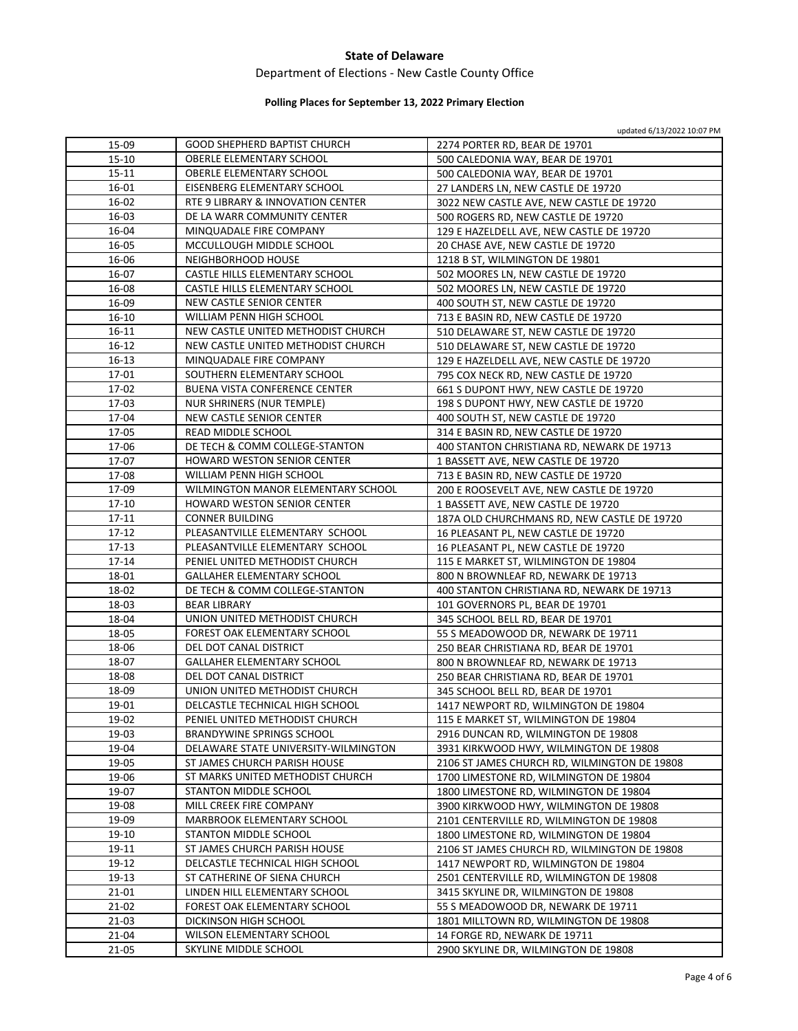**State of Delaware**

Department of Elections - New Castle County Office

**Polling Places for September 13, 2022 Primary Election**

updated 6/13/2022 10:07 PM

| | | |
|---|---|---|
| 15-09 | GOOD SHEPHERD BAPTIST CHURCH | 2274 PORTER RD, BEAR DE 19701 |
| 15-10 | OBERLE ELEMENTARY SCHOOL | 500 CALEDONIA WAY, BEAR DE 19701 |
| 15-11 | OBERLE ELEMENTARY SCHOOL | 500 CALEDONIA WAY, BEAR DE 19701 |
| 16-01 | EISENBERG ELEMENTARY SCHOOL | 27 LANDERS LN, NEW CASTLE DE 19720 |
| 16-02 | RTE 9 LIBRARY & INNOVATION CENTER | 3022 NEW CASTLE AVE, NEW CASTLE DE 19720 |
| 16-03 | DE LA WARR COMMUNITY CENTER | 500 ROGERS RD, NEW CASTLE DE 19720 |
| 16-04 | MINQUADALE FIRE COMPANY | 129 E HAZELDELL AVE, NEW CASTLE DE 19720 |
| 16-05 | MCCULLOUGH MIDDLE SCHOOL | 20 CHASE AVE, NEW CASTLE DE 19720 |
| 16-06 | NEIGHBORHOOD HOUSE | 1218 B ST, WILMINGTON DE 19801 |
| 16-07 | CASTLE HILLS ELEMENTARY SCHOOL | 502 MOORES LN, NEW CASTLE DE 19720 |
| 16-08 | CASTLE HILLS ELEMENTARY SCHOOL | 502 MOORES LN, NEW CASTLE DE 19720 |
| 16-09 | NEW CASTLE SENIOR CENTER | 400 SOUTH ST, NEW CASTLE DE 19720 |
| 16-10 | WILLIAM PENN HIGH SCHOOL | 713 E BASIN RD, NEW CASTLE DE 19720 |
| 16-11 | NEW CASTLE UNITED METHODIST CHURCH | 510 DELAWARE ST, NEW CASTLE DE 19720 |
| 16-12 | NEW CASTLE UNITED METHODIST CHURCH | 510 DELAWARE ST, NEW CASTLE DE 19720 |
| 16-13 | MINQUADALE FIRE COMPANY | 129 E HAZELDELL AVE, NEW CASTLE DE 19720 |
| 17-01 | SOUTHERN ELEMENTARY SCHOOL | 795 COX NECK RD, NEW CASTLE DE 19720 |
| 17-02 | BUENA VISTA CONFERENCE CENTER | 661 S DUPONT HWY, NEW CASTLE DE 19720 |
| 17-03 | NUR SHRINERS (NUR TEMPLE) | 198 S DUPONT HWY, NEW CASTLE DE 19720 |
| 17-04 | NEW CASTLE SENIOR CENTER | 400 SOUTH ST, NEW CASTLE DE 19720 |
| 17-05 | READ MIDDLE SCHOOL | 314 E BASIN RD, NEW CASTLE DE 19720 |
| 17-06 | DE TECH & COMM COLLEGE-STANTON | 400 STANTON CHRISTIANA RD, NEWARK DE 19713 |
| 17-07 | HOWARD WESTON SENIOR CENTER | 1 BASSETT AVE, NEW CASTLE DE 19720 |
| 17-08 | WILLIAM PENN HIGH SCHOOL | 713 E BASIN RD, NEW CASTLE DE 19720 |
| 17-09 | WILMINGTON MANOR ELEMENTARY SCHOOL | 200 E ROOSEVELT AVE, NEW CASTLE DE 19720 |
| 17-10 | HOWARD WESTON SENIOR CENTER | 1 BASSETT AVE, NEW CASTLE DE 19720 |
| 17-11 | CONNER BUILDING | 187A OLD CHURCHMANS RD, NEW CASTLE DE 19720 |
| 17-12 | PLEASANTVILLE ELEMENTARY SCHOOL | 16 PLEASANT PL, NEW CASTLE DE 19720 |
| 17-13 | PLEASANTVILLE ELEMENTARY SCHOOL | 16 PLEASANT PL, NEW CASTLE DE 19720 |
| 17-14 | PENIEL UNITED METHODIST CHURCH | 115 E MARKET ST, WILMINGTON DE 19804 |
| 18-01 | GALLAHER ELEMENTARY SCHOOL | 800 N BROWNLEAF RD, NEWARK DE 19713 |
| 18-02 | DE TECH & COMM COLLEGE-STANTON | 400 STANTON CHRISTIANA RD, NEWARK DE 19713 |
| 18-03 | BEAR LIBRARY | 101 GOVERNORS PL, BEAR DE 19701 |
| 18-04 | UNION UNITED METHODIST CHURCH | 345 SCHOOL BELL RD, BEAR DE 19701 |
| 18-05 | FOREST OAK ELEMENTARY SCHOOL | 55 S MEADOWOOD DR, NEWARK DE 19711 |
| 18-06 | DEL DOT CANAL DISTRICT | 250 BEAR CHRISTIANA RD, BEAR DE 19701 |
| 18-07 | GALLAHER ELEMENTARY SCHOOL | 800 N BROWNLEAF RD, NEWARK DE 19713 |
| 18-08 | DEL DOT CANAL DISTRICT | 250 BEAR CHRISTIANA RD, BEAR DE 19701 |
| 18-09 | UNION UNITED METHODIST CHURCH | 345 SCHOOL BELL RD, BEAR DE 19701 |
| 19-01 | DELCASTLE TECHNICAL HIGH SCHOOL | 1417 NEWPORT RD, WILMINGTON DE 19804 |
| 19-02 | PENIEL UNITED METHODIST CHURCH | 115 E MARKET ST, WILMINGTON DE 19804 |
| 19-03 | BRANDYWINE SPRINGS SCHOOL | 2916 DUNCAN RD, WILMINGTON DE 19808 |
| 19-04 | DELAWARE STATE UNIVERSITY-WILMINGTON | 3931 KIRKWOOD HWY, WILMINGTON DE 19808 |
| 19-05 | ST JAMES CHURCH PARISH HOUSE | 2106 ST JAMES CHURCH RD, WILMINGTON DE 19808 |
| 19-06 | ST MARKS UNITED METHODIST CHURCH | 1700 LIMESTONE RD, WILMINGTON DE 19804 |
| 19-07 | STANTON MIDDLE SCHOOL | 1800 LIMESTONE RD, WILMINGTON DE 19804 |
| 19-08 | MILL CREEK FIRE COMPANY | 3900 KIRKWOOD HWY, WILMINGTON DE 19808 |
| 19-09 | MARBROOK ELEMENTARY SCHOOL | 2101 CENTERVILLE RD, WILMINGTON DE 19808 |
| 19-10 | STANTON MIDDLE SCHOOL | 1800 LIMESTONE RD, WILMINGTON DE 19804 |
| 19-11 | ST JAMES CHURCH PARISH HOUSE | 2106 ST JAMES CHURCH RD, WILMINGTON DE 19808 |
| 19-12 | DELCASTLE TECHNICAL HIGH SCHOOL | 1417 NEWPORT RD, WILMINGTON DE 19804 |
| 19-13 | ST CATHERINE OF SIENA CHURCH | 2501 CENTERVILLE RD, WILMINGTON DE 19808 |
| 21-01 | LINDEN HILL ELEMENTARY SCHOOL | 3415 SKYLINE DR, WILMINGTON DE 19808 |
| 21-02 | FOREST OAK ELEMENTARY SCHOOL | 55 S MEADOWOOD DR, NEWARK DE 19711 |
| 21-03 | DICKINSON HIGH SCHOOL | 1801 MILLTOWN RD, WILMINGTON DE 19808 |
| 21-04 | WILSON ELEMENTARY SCHOOL | 14 FORGE RD, NEWARK DE 19711 |
| 21-05 | SKYLINE MIDDLE SCHOOL | 2900 SKYLINE DR, WILMINGTON DE 19808 |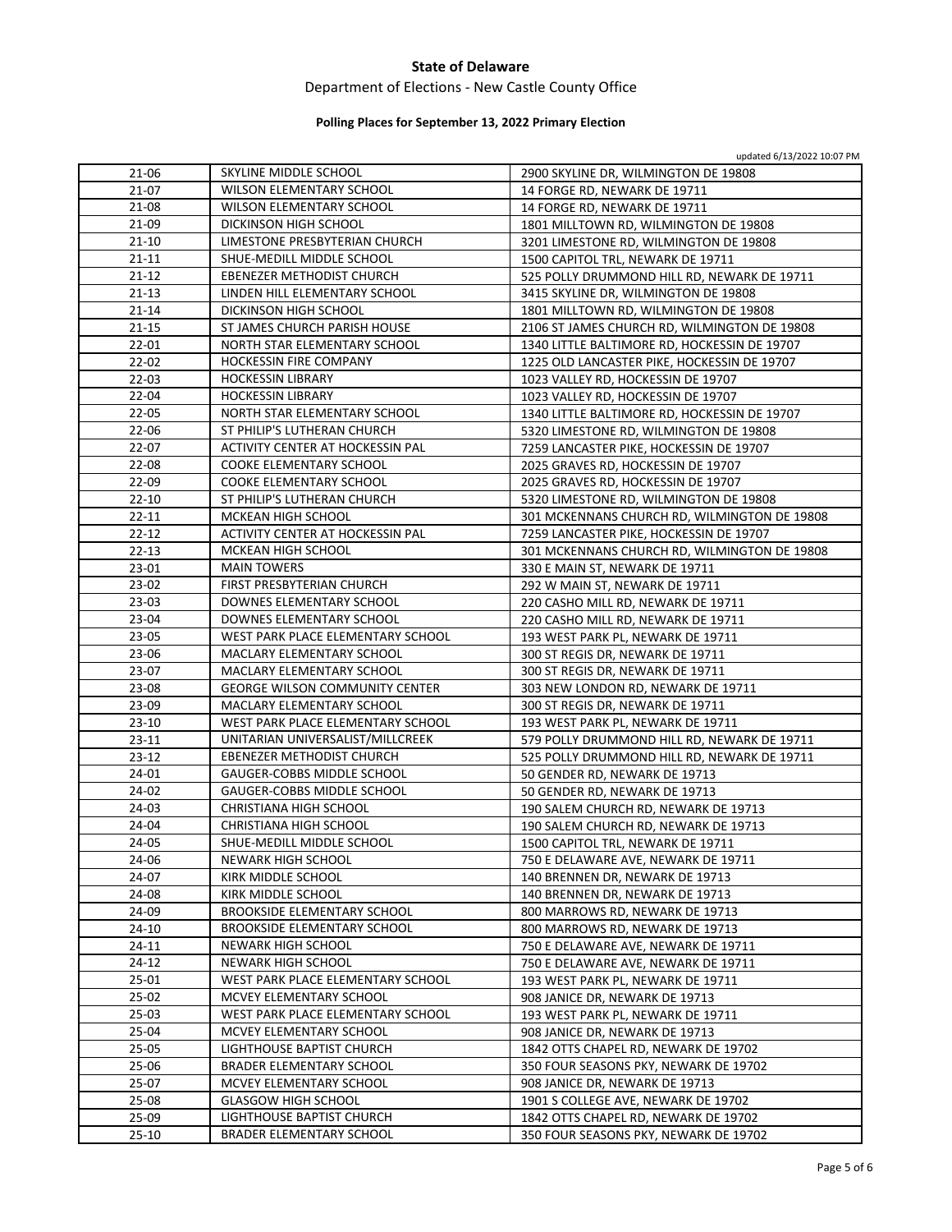**State of Delaware**

Department of Elections - New Castle County Office

**Polling Places for September 13, 2022 Primary Election**

updated 6/13/2022 10:07 PM

| | | |
|---|---|---|
| 21-06 | SKYLINE MIDDLE SCHOOL | 2900 SKYLINE DR, WILMINGTON DE 19808 |
| 21-07 | WILSON ELEMENTARY SCHOOL | 14 FORGE RD, NEWARK DE 19711 |
| 21-08 | WILSON ELEMENTARY SCHOOL | 14 FORGE RD, NEWARK DE 19711 |
| 21-09 | DICKINSON HIGH SCHOOL | 1801 MILLTOWN RD, WILMINGTON DE 19808 |
| 21-10 | LIMESTONE PRESBYTERIAN CHURCH | 3201 LIMESTONE RD, WILMINGTON DE 19808 |
| 21-11 | SHUE-MEDILL MIDDLE SCHOOL | 1500 CAPITOL TRL, NEWARK DE 19711 |
| 21-12 | EBENEZER METHODIST CHURCH | 525 POLLY DRUMMOND HILL RD, NEWARK DE 19711 |
| 21-13 | LINDEN HILL ELEMENTARY SCHOOL | 3415 SKYLINE DR, WILMINGTON DE 19808 |
| 21-14 | DICKINSON HIGH SCHOOL | 1801 MILLTOWN RD, WILMINGTON DE 19808 |
| 21-15 | ST JAMES CHURCH PARISH HOUSE | 2106 ST JAMES CHURCH RD, WILMINGTON DE 19808 |
| 22-01 | NORTH STAR ELEMENTARY SCHOOL | 1340 LITTLE BALTIMORE RD, HOCKESSIN DE 19707 |
| 22-02 | HOCKESSIN FIRE COMPANY | 1225 OLD LANCASTER PIKE, HOCKESSIN DE 19707 |
| 22-03 | HOCKESSIN LIBRARY | 1023 VALLEY RD, HOCKESSIN DE 19707 |
| 22-04 | HOCKESSIN LIBRARY | 1023 VALLEY RD, HOCKESSIN DE 19707 |
| 22-05 | NORTH STAR ELEMENTARY SCHOOL | 1340 LITTLE BALTIMORE RD, HOCKESSIN DE 19707 |
| 22-06 | ST PHILIP'S LUTHERAN CHURCH | 5320 LIMESTONE RD, WILMINGTON DE 19808 |
| 22-07 | ACTIVITY CENTER AT HOCKESSIN PAL | 7259 LANCASTER PIKE, HOCKESSIN DE 19707 |
| 22-08 | COOKE ELEMENTARY SCHOOL | 2025 GRAVES RD, HOCKESSIN DE 19707 |
| 22-09 | COOKE ELEMENTARY SCHOOL | 2025 GRAVES RD, HOCKESSIN DE 19707 |
| 22-10 | ST PHILIP'S LUTHERAN CHURCH | 5320 LIMESTONE RD, WILMINGTON DE 19808 |
| 22-11 | MCKEAN HIGH SCHOOL | 301 MCKENNANS CHURCH RD, WILMINGTON DE 19808 |
| 22-12 | ACTIVITY CENTER AT HOCKESSIN PAL | 7259 LANCASTER PIKE, HOCKESSIN DE 19707 |
| 22-13 | MCKEAN HIGH SCHOOL | 301 MCKENNANS CHURCH RD, WILMINGTON DE 19808 |
| 23-01 | MAIN TOWERS | 330 E MAIN ST, NEWARK DE 19711 |
| 23-02 | FIRST PRESBYTERIAN CHURCH | 292 W MAIN ST, NEWARK DE 19711 |
| 23-03 | DOWNES ELEMENTARY SCHOOL | 220 CASHO MILL RD, NEWARK DE 19711 |
| 23-04 | DOWNES ELEMENTARY SCHOOL | 220 CASHO MILL RD, NEWARK DE 19711 |
| 23-05 | WEST PARK PLACE ELEMENTARY SCHOOL | 193 WEST PARK PL, NEWARK DE 19711 |
| 23-06 | MACLARY ELEMENTARY SCHOOL | 300 ST REGIS DR, NEWARK DE 19711 |
| 23-07 | MACLARY ELEMENTARY SCHOOL | 300 ST REGIS DR, NEWARK DE 19711 |
| 23-08 | GEORGE WILSON COMMUNITY CENTER | 303 NEW LONDON RD, NEWARK DE 19711 |
| 23-09 | MACLARY ELEMENTARY SCHOOL | 300 ST REGIS DR, NEWARK DE 19711 |
| 23-10 | WEST PARK PLACE ELEMENTARY SCHOOL | 193 WEST PARK PL, NEWARK DE 19711 |
| 23-11 | UNITARIAN UNIVERSALIST/MILLCREEK | 579 POLLY DRUMMOND HILL RD, NEWARK DE 19711 |
| 23-12 | EBENEZER METHODIST CHURCH | 525 POLLY DRUMMOND HILL RD, NEWARK DE 19711 |
| 24-01 | GAUGER-COBBS MIDDLE SCHOOL | 50 GENDER RD, NEWARK DE 19713 |
| 24-02 | GAUGER-COBBS MIDDLE SCHOOL | 50 GENDER RD, NEWARK DE 19713 |
| 24-03 | CHRISTIANA HIGH SCHOOL | 190 SALEM CHURCH RD, NEWARK DE 19713 |
| 24-04 | CHRISTIANA HIGH SCHOOL | 190 SALEM CHURCH RD, NEWARK DE 19713 |
| 24-05 | SHUE-MEDILL MIDDLE SCHOOL | 1500 CAPITOL TRL, NEWARK DE 19711 |
| 24-06 | NEWARK HIGH SCHOOL | 750 E DELAWARE AVE, NEWARK DE 19711 |
| 24-07 | KIRK MIDDLE SCHOOL | 140 BRENNEN DR, NEWARK DE 19713 |
| 24-08 | KIRK MIDDLE SCHOOL | 140 BRENNEN DR, NEWARK DE 19713 |
| 24-09 | BROOKSIDE ELEMENTARY SCHOOL | 800 MARROWS RD, NEWARK DE 19713 |
| 24-10 | BROOKSIDE ELEMENTARY SCHOOL | 800 MARROWS RD, NEWARK DE 19713 |
| 24-11 | NEWARK HIGH SCHOOL | 750 E DELAWARE AVE, NEWARK DE 19711 |
| 24-12 | NEWARK HIGH SCHOOL | 750 E DELAWARE AVE, NEWARK DE 19711 |
| 25-01 | WEST PARK PLACE ELEMENTARY SCHOOL | 193 WEST PARK PL, NEWARK DE 19711 |
| 25-02 | MCVEY ELEMENTARY SCHOOL | 908 JANICE DR, NEWARK DE 19713 |
| 25-03 | WEST PARK PLACE ELEMENTARY SCHOOL | 193 WEST PARK PL, NEWARK DE 19711 |
| 25-04 | MCVEY ELEMENTARY SCHOOL | 908 JANICE DR, NEWARK DE 19713 |
| 25-05 | LIGHTHOUSE BAPTIST CHURCH | 1842 OTTS CHAPEL RD, NEWARK DE 19702 |
| 25-06 | BRADER ELEMENTARY SCHOOL | 350 FOUR SEASONS PKY, NEWARK DE 19702 |
| 25-07 | MCVEY ELEMENTARY SCHOOL | 908 JANICE DR, NEWARK DE 19713 |
| 25-08 | GLASGOW HIGH SCHOOL | 1901 S COLLEGE AVE, NEWARK DE 19702 |
| 25-09 | LIGHTHOUSE BAPTIST CHURCH | 1842 OTTS CHAPEL RD, NEWARK DE 19702 |
| 25-10 | BRADER ELEMENTARY SCHOOL | 350 FOUR SEASONS PKY, NEWARK DE 19702 |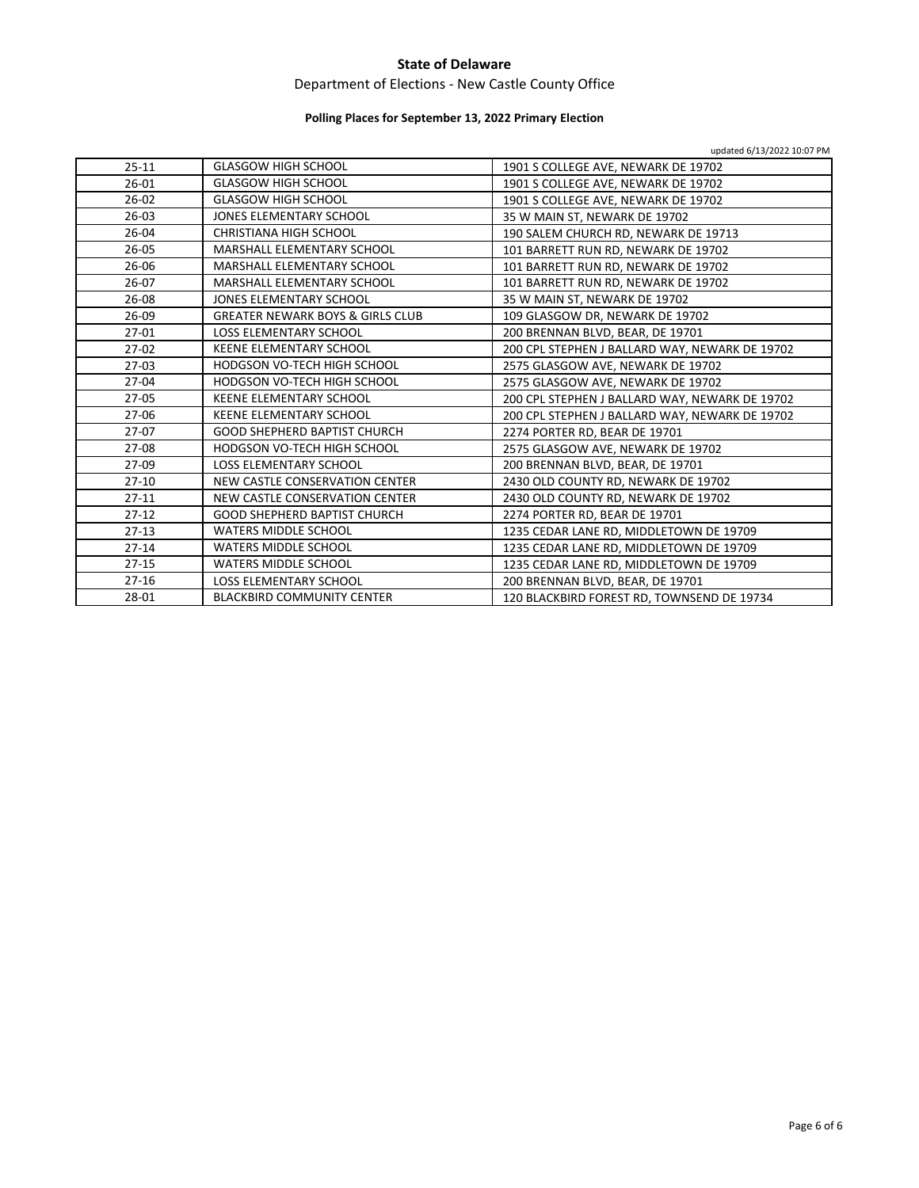**State of Delaware**

Department of Elections - New Castle County Office

**Polling Places for September 13, 2022 Primary Election**

updated 6/13/2022 10:07 PM

| | | |
|---|---|---|
| 25-11 | GLASGOW HIGH SCHOOL | 1901 S COLLEGE AVE, NEWARK DE 19702 |
| 26-01 | GLASGOW HIGH SCHOOL | 1901 S COLLEGE AVE, NEWARK DE 19702 |
| 26-02 | GLASGOW HIGH SCHOOL | 1901 S COLLEGE AVE, NEWARK DE 19702 |
| 26-03 | JONES ELEMENTARY SCHOOL | 35 W MAIN ST, NEWARK DE 19702 |
| 26-04 | CHRISTIANA HIGH SCHOOL | 190 SALEM CHURCH RD, NEWARK DE 19713 |
| 26-05 | MARSHALL ELEMENTARY SCHOOL | 101 BARRETT RUN RD, NEWARK DE 19702 |
| 26-06 | MARSHALL ELEMENTARY SCHOOL | 101 BARRETT RUN RD, NEWARK DE 19702 |
| 26-07 | MARSHALL ELEMENTARY SCHOOL | 101 BARRETT RUN RD, NEWARK DE 19702 |
| 26-08 | JONES ELEMENTARY SCHOOL | 35 W MAIN ST, NEWARK DE 19702 |
| 26-09 | GREATER NEWARK BOYS & GIRLS CLUB | 109 GLASGOW DR, NEWARK DE 19702 |
| 27-01 | LOSS ELEMENTARY SCHOOL | 200 BRENNAN BLVD, BEAR, DE 19701 |
| 27-02 | KEENE ELEMENTARY SCHOOL | 200 CPL STEPHEN J BALLARD WAY, NEWARK DE 19702 |
| 27-03 | HODGSON VO-TECH HIGH SCHOOL | 2575 GLASGOW AVE, NEWARK DE 19702 |
| 27-04 | HODGSON VO-TECH HIGH SCHOOL | 2575 GLASGOW AVE, NEWARK DE 19702 |
| 27-05 | KEENE ELEMENTARY SCHOOL | 200 CPL STEPHEN J BALLARD WAY, NEWARK DE 19702 |
| 27-06 | KEENE ELEMENTARY SCHOOL | 200 CPL STEPHEN J BALLARD WAY, NEWARK DE 19702 |
| 27-07 | GOOD SHEPHERD BAPTIST CHURCH | 2274 PORTER RD, BEAR DE 19701 |
| 27-08 | HODGSON VO-TECH HIGH SCHOOL | 2575 GLASGOW AVE, NEWARK DE 19702 |
| 27-09 | LOSS ELEMENTARY SCHOOL | 200 BRENNAN BLVD, BEAR, DE 19701 |
| 27-10 | NEW CASTLE CONSERVATION CENTER | 2430 OLD COUNTY RD, NEWARK DE 19702 |
| 27-11 | NEW CASTLE CONSERVATION CENTER | 2430 OLD COUNTY RD, NEWARK DE 19702 |
| 27-12 | GOOD SHEPHERD BAPTIST CHURCH | 2274 PORTER RD, BEAR DE 19701 |
| 27-13 | WATERS MIDDLE SCHOOL | 1235 CEDAR LANE RD, MIDDLETOWN DE 19709 |
| 27-14 | WATERS MIDDLE SCHOOL | 1235 CEDAR LANE RD, MIDDLETOWN DE 19709 |
| 27-15 | WATERS MIDDLE SCHOOL | 1235 CEDAR LANE RD, MIDDLETOWN DE 19709 |
| 27-16 | LOSS ELEMENTARY SCHOOL | 200 BRENNAN BLVD, BEAR, DE 19701 |
| 28-01 | BLACKBIRD COMMUNITY CENTER | 120 BLACKBIRD FOREST RD, TOWNSEND DE 19734 |